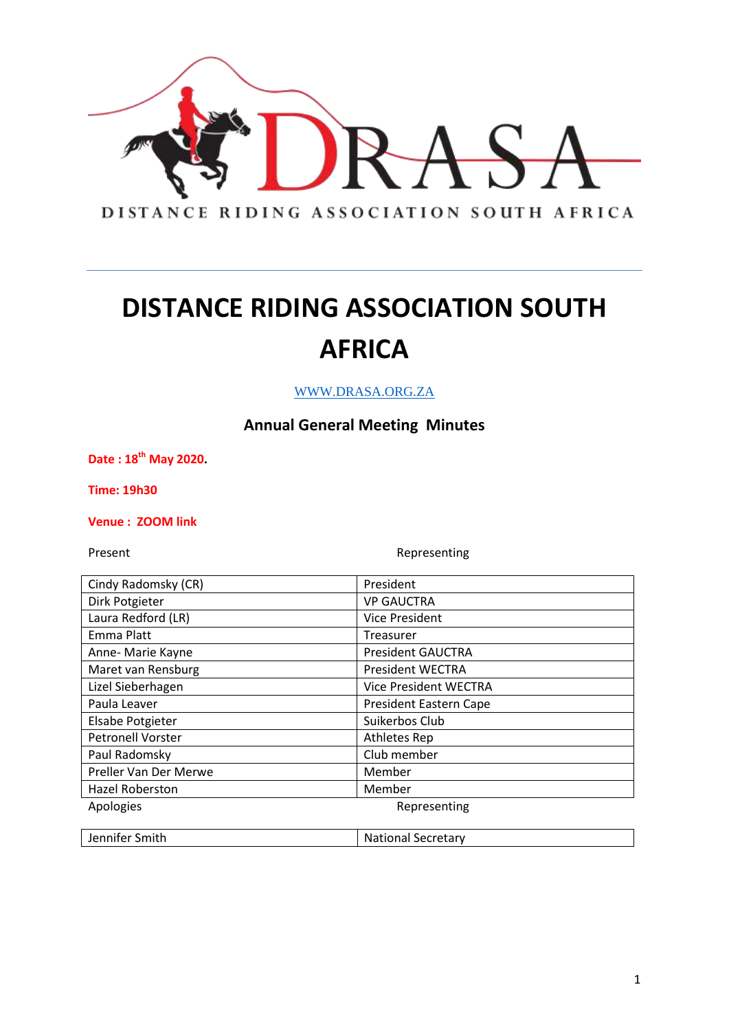DRASA

DISTANCE RIDING ASSOCIATION SOUTH AFRICA

# DISTANCE RIDING ASSOCIATION SOUTH AFRICA

WWW.DRASA.ORG.ZA

## Annual General Meeting Minutes

**Date : 18th May 2020.**

**Time: 19h30**

**Venue : ZOOM link**

| Present | Representing |
|---|---|
| Cindy Radomsky (CR) | President |
| Dirk Potgieter | VP GAUCTRA |
| Laura Redford (LR) | Vice President |
| Emma Platt | Treasurer |
| Anne- Marie Kayne | President GAUCTRA |
| Maret van Rensburg | President WECTRA |
| Lizel Sieberhagen | Vice President WECTRA |
| Paula Leaver | President Eastern Cape |
| Elsabe Potgieter | Suikerbos Club |
| Petronell Vorster | Athletes Rep |
| Paul Radomsky | Club member |
| Preller Van Der Merwe | Member |
| Hazel Roberston | Member |

| Apologies | Representing |
|---|---|
| Jennifer Smith | National Secretary |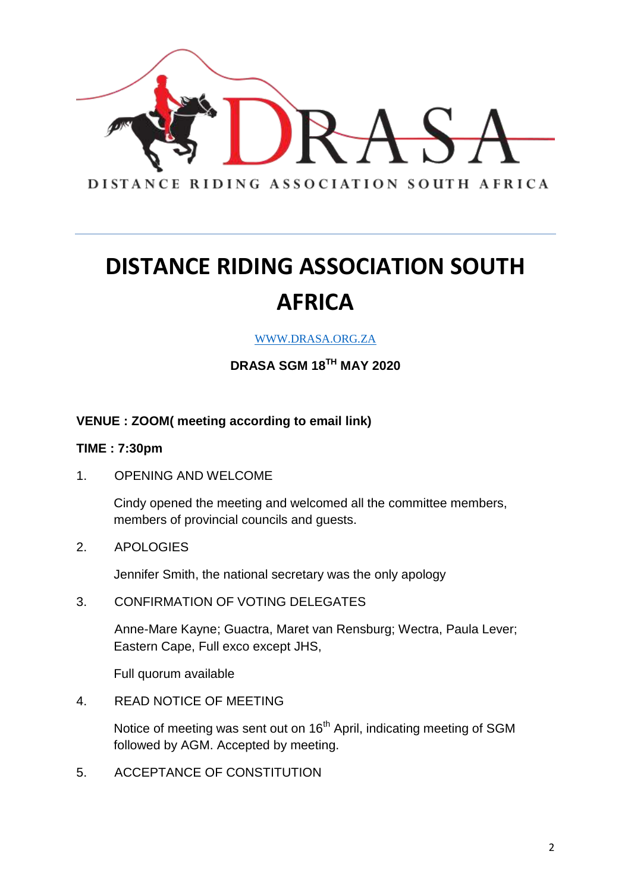DRASA

DISTANCE RIDING ASSOCIATION SOUTH AFRICA

# DISTANCE RIDING ASSOCIATION SOUTH AFRICA

WWW.DRASA.ORG.ZA

**DRASA SGM 18TH MAY 2020**

**VENUE : ZOOM( meeting according to email link)**

**TIME : 7:30pm**

1. OPENING AND WELCOME

   Cindy opened the meeting and welcomed all the committee members, members of provincial councils and guests.

2. APOLOGIES

   Jennifer Smith, the national secretary was the only apology

3. CONFIRMATION OF VOTING DELEGATES

   Anne-Mare Kayne; Guactra, Maret van Rensburg; Wectra, Paula Lever; Eastern Cape, Full exco except JHS,

   Full quorum available

4. READ NOTICE OF MEETING

   Notice of meeting was sent out on 16th April, indicating meeting of SGM followed by AGM. Accepted by meeting.

5. ACCEPTANCE OF CONSTITUTION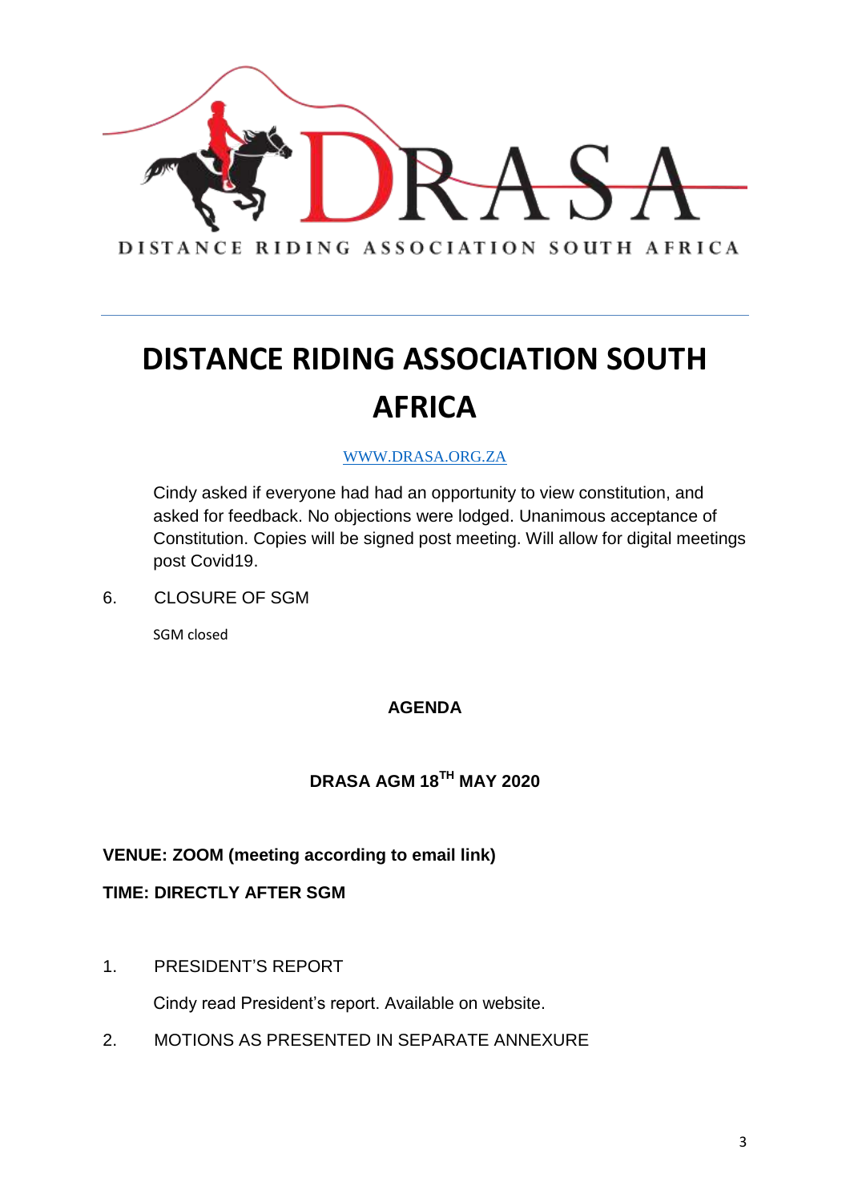# DISTANCE RIDING ASSOCIATION SOUTH AFRICA

WWW.DRASA.ORG.ZA

Cindy asked if everyone had had an opportunity to view constitution, and asked for feedback. No objections were lodged. Unanimous acceptance of Constitution. Copies will be signed post meeting. Will allow for digital meetings post Covid19.

6. CLOSURE OF SGM

SGM closed

**AGENDA**

**DRASA AGM 18TH MAY 2020**

**VENUE: ZOOM (meeting according to email link)**

**TIME: DIRECTLY AFTER SGM**

1. PRESIDENT'S REPORT

   Cindy read President's report. Available on website.

2. MOTIONS AS PRESENTED IN SEPARATE ANNEXURE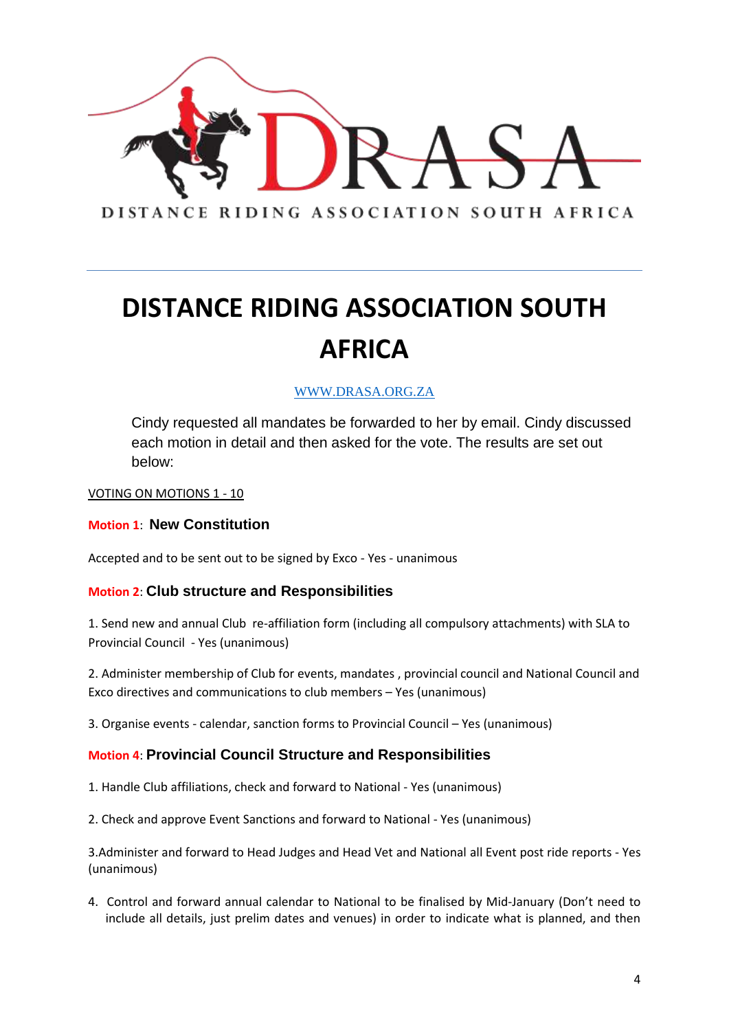DISTANCE RIDING ASSOCIATION SOUTH AFRICA

# DISTANCE RIDING ASSOCIATION SOUTH AFRICA

WWW.DRASA.ORG.ZA

Cindy requested all mandates be forwarded to her by email. Cindy discussed each motion in detail and then asked for the vote. The results are set out below:

VOTING ON MOTIONS 1 - 10

**Motion 1**: **New Constitution**

Accepted and to be sent out to be signed by Exco - Yes - unanimous

**Motion 2**: **Club structure and Responsibilities**

1. Send new and annual Club re-affiliation form (including all compulsory attachments) with SLA to Provincial Council - Yes (unanimous)

2. Administer membership of Club for events, mandates , provincial council and National Council and Exco directives and communications to club members – Yes (unanimous)

3. Organise events - calendar, sanction forms to Provincial Council – Yes (unanimous)

**Motion 4**: **Provincial Council Structure and Responsibilities**

1. Handle Club affiliations, check and forward to National - Yes (unanimous)

2. Check and approve Event Sanctions and forward to National - Yes (unanimous)

3.Administer and forward to Head Judges and Head Vet and National all Event post ride reports - Yes (unanimous)

4. Control and forward annual calendar to National to be finalised by Mid-January (Don't need to include all details, just prelim dates and venues) in order to indicate what is planned, and then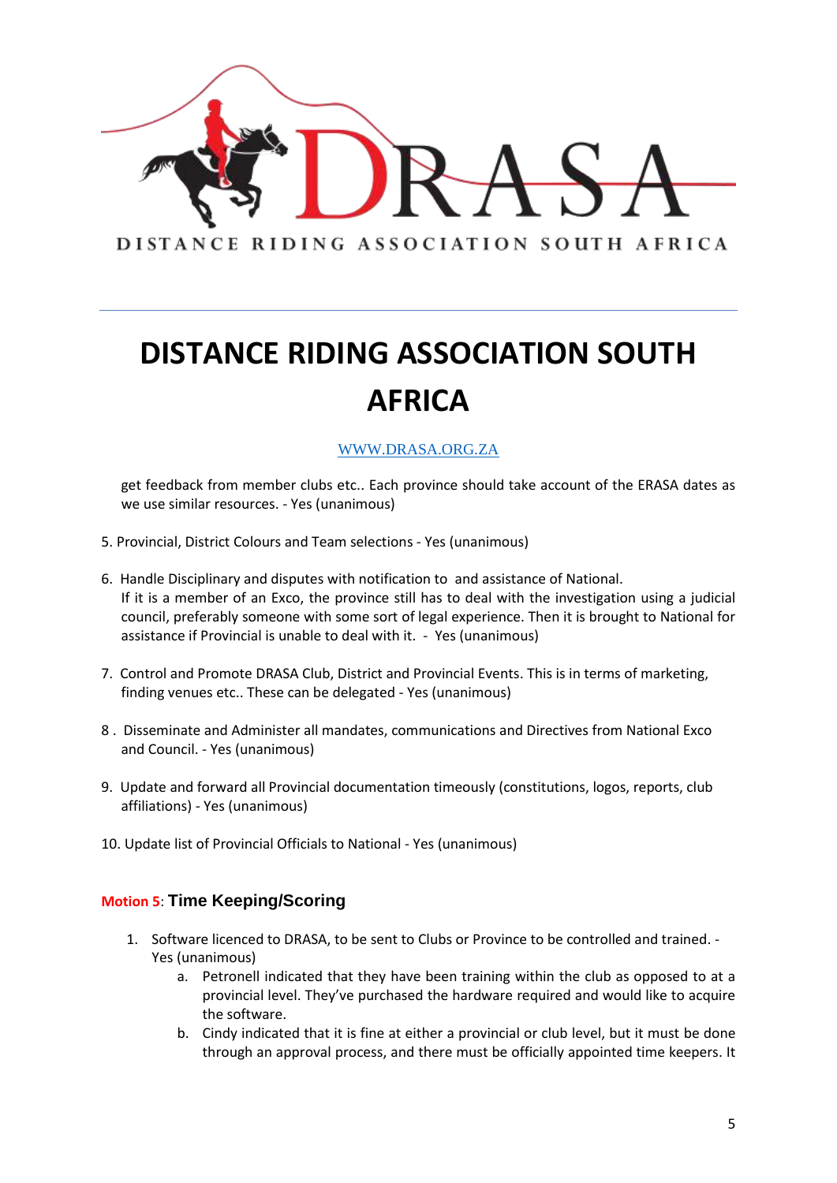# DISTANCE RIDING ASSOCIATION SOUTH AFRICA

WWW.DRASA.ORG.ZA

get feedback from member clubs etc.. Each province should take account of the ERASA dates as we use similar resources. - Yes (unanimous)

5. Provincial, District Colours and Team selections - Yes (unanimous)

6. Handle Disciplinary and disputes with notification to and assistance of National. If it is a member of an Exco, the province still has to deal with the investigation using a judicial council, preferably someone with some sort of legal experience. Then it is brought to National for assistance if Provincial is unable to deal with it. - Yes (unanimous)

7. Control and Promote DRASA Club, District and Provincial Events. This is in terms of marketing, finding venues etc.. These can be delegated - Yes (unanimous)

8. Disseminate and Administer all mandates, communications and Directives from National Exco and Council. - Yes (unanimous)

9. Update and forward all Provincial documentation timeously (constitutions, logos, reports, club affiliations) - Yes (unanimous)

10. Update list of Provincial Officials to National - Yes (unanimous)

### Motion 5: Time Keeping/Scoring

1. Software licenced to DRASA, to be sent to Clubs or Province to be controlled and trained. - Yes (unanimous)
   a. Petronell indicated that they have been training within the club as opposed to at a provincial level. They've purchased the hardware required and would like to acquire the software.
   b. Cindy indicated that it is fine at either a provincial or club level, but it must be done through an approval process, and there must be officially appointed time keepers. It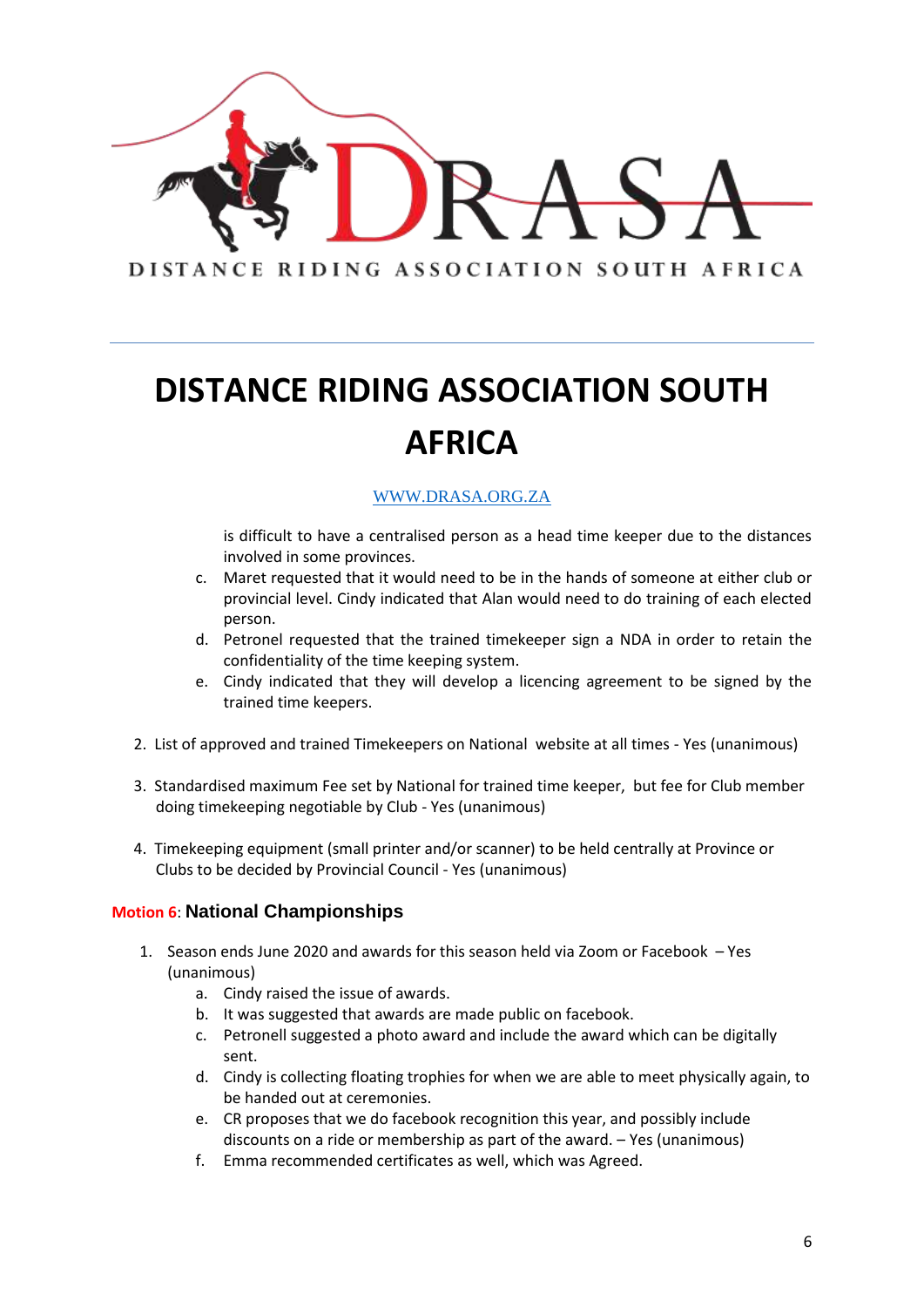is difficult to have a centralised person as a head time keeper due to the distances involved in some provinces.

c. Maret requested that it would need to be in the hands of someone at either club or provincial level. Cindy indicated that Alan would need to do training of each elected person.
d. Petronel requested that the trained timekeeper sign a NDA in order to retain the confidentiality of the time keeping system.
e. Cindy indicated that they will develop a licencing agreement to be signed by the trained time keepers.

2. List of approved and trained Timekeepers on National website at all times - Yes (unanimous)

3. Standardised maximum Fee set by National for trained time keeper, but fee for Club member doing timekeeping negotiable by Club - Yes (unanimous)

4. Timekeeping equipment (small printer and/or scanner) to be held centrally at Province or Clubs to be decided by Provincial Council - Yes (unanimous)

### Motion 6: National Championships

1. Season ends June 2020 and awards for this season held via Zoom or Facebook – Yes (unanimous)
   a. Cindy raised the issue of awards.
   b. It was suggested that awards are made public on facebook.
   c. Petronell suggested a photo award and include the award which can be digitally sent.
   d. Cindy is collecting floating trophies for when we are able to meet physically again, to be handed out at ceremonies.
   e. CR proposes that we do facebook recognition this year, and possibly include discounts on a ride or membership as part of the award. – Yes (unanimous)
   f. Emma recommended certificates as well, which was Agreed.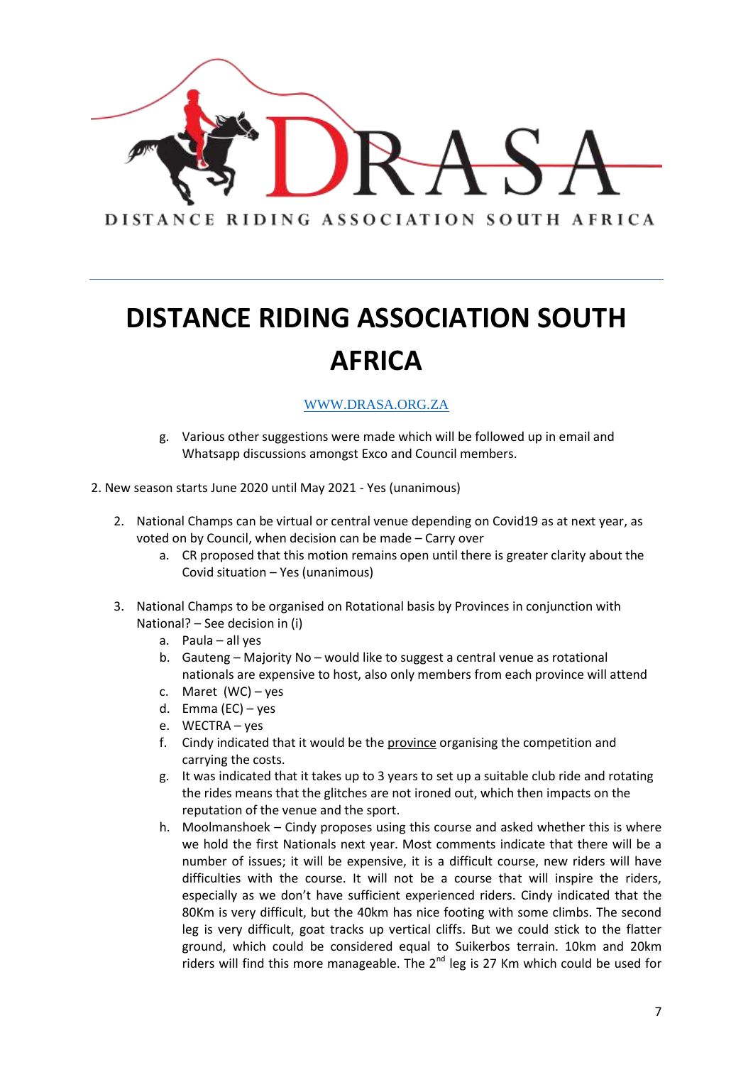# DISTANCE RIDING ASSOCIATION SOUTH AFRICA

WWW.DRASA.ORG.ZA

g. Various other suggestions were made which will be followed up in email and Whatsapp discussions amongst Exco and Council members.

2. New season starts June 2020 until May 2021 - Yes (unanimous)

2. National Champs can be virtual or central venue depending on Covid19 as at next year, as voted on by Council, when decision can be made – Carry over
   a. CR proposed that this motion remains open until there is greater clarity about the Covid situation – Yes (unanimous)

3. National Champs to be organised on Rotational basis by Provinces in conjunction with National? – See decision in (i)
   a. Paula – all yes
   b. Gauteng – Majority No – would like to suggest a central venue as rotational nationals are expensive to host, also only members from each province will attend
   c. Maret (WC) – yes
   d. Emma (EC) – yes
   e. WECTRA – yes
   f. Cindy indicated that it would be the province organising the competition and carrying the costs.
   g. It was indicated that it takes up to 3 years to set up a suitable club ride and rotating the rides means that the glitches are not ironed out, which then impacts on the reputation of the venue and the sport.
   h. Moolmanshoek – Cindy proposes using this course and asked whether this is where we hold the first Nationals next year. Most comments indicate that there will be a number of issues; it will be expensive, it is a difficult course, new riders will have difficulties with the course. It will not be a course that will inspire the riders, especially as we don't have sufficient experienced riders. Cindy indicated that the 80Km is very difficult, but the 40km has nice footing with some climbs. The second leg is very difficult, goat tracks up vertical cliffs. But we could stick to the flatter ground, which could be considered equal to Suikerbos terrain. 10km and 20km riders will find this more manageable. The 2nd leg is 27 Km which could be used for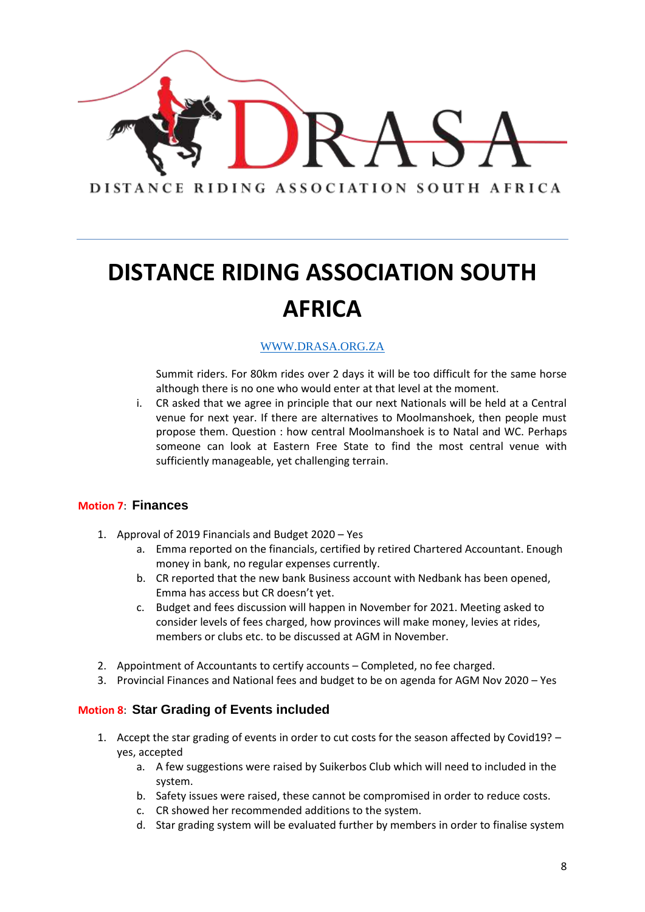# DISTANCE RIDING ASSOCIATION SOUTH AFRICA

WWW.DRASA.ORG.ZA

Summit riders. For 80km rides over 2 days it will be too difficult for the same horse although there is no one who would enter at that level at the moment.

i. CR asked that we agree in principle that our next Nationals will be held at a Central venue for next year. If there are alternatives to Moolmanshoek, then people must propose them. Question : how central Moolmanshoek is to Natal and WC. Perhaps someone can look at Eastern Free State to find the most central venue with sufficiently manageable, yet challenging terrain.

### Motion 7: Finances

1. Approval of 2019 Financials and Budget 2020 – Yes
   a. Emma reported on the financials, certified by retired Chartered Accountant. Enough money in bank, no regular expenses currently.
   b. CR reported that the new bank Business account with Nedbank has been opened, Emma has access but CR doesn't yet.
   c. Budget and fees discussion will happen in November for 2021. Meeting asked to consider levels of fees charged, how provinces will make money, levies at rides, members or clubs etc. to be discussed at AGM in November.
2. Appointment of Accountants to certify accounts – Completed, no fee charged.
3. Provincial Finances and National fees and budget to be on agenda for AGM Nov 2020 – Yes

### Motion 8: Star Grading of Events included

1. Accept the star grading of events in order to cut costs for the season affected by Covid19? – yes, accepted
   a. A few suggestions were raised by Suikerbos Club which will need to included in the system.
   b. Safety issues were raised, these cannot be compromised in order to reduce costs.
   c. CR showed her recommended additions to the system.
   d. Star grading system will be evaluated further by members in order to finalise system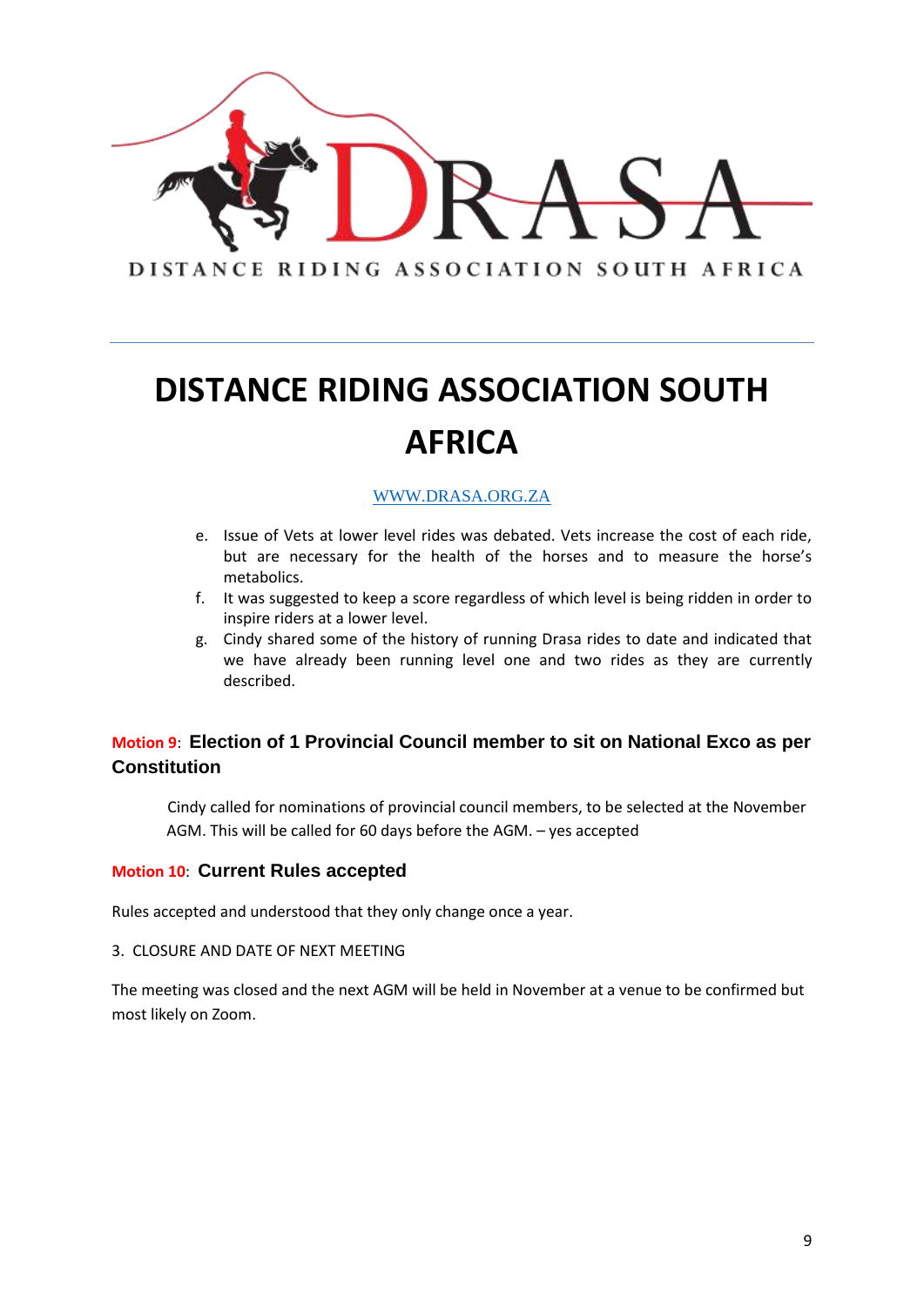# DISTANCE RIDING ASSOCIATION SOUTH AFRICA

WWW.DRASA.ORG.ZA

e. Issue of Vets at lower level rides was debated. Vets increase the cost of each ride, but are necessary for the health of the horses and to measure the horse's metabolics.
f. It was suggested to keep a score regardless of which level is being ridden in order to inspire riders at a lower level.
g. Cindy shared some of the history of running Drasa rides to date and indicated that we have already been running level one and two rides as they are currently described.

### Motion 9: Election of 1 Provincial Council member to sit on National Exco as per Constitution

Cindy called for nominations of provincial council members, to be selected at the November AGM. This will be called for 60 days before the AGM. – yes accepted

### Motion 10: Current Rules accepted

Rules accepted and understood that they only change once a year.

3. CLOSURE AND DATE OF NEXT MEETING

The meeting was closed and the next AGM will be held in November at a venue to be confirmed but most likely on Zoom.